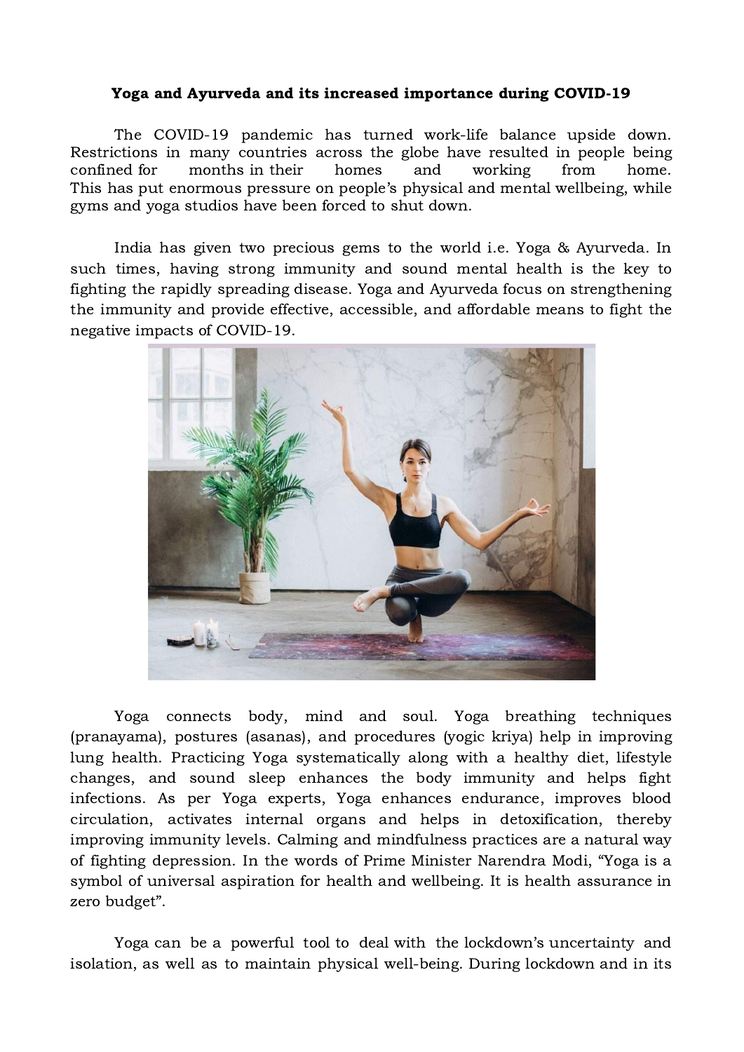**Yoga and Ayurveda and its increased importance during COVID-19**

The COVID-19 pandemic has turned work-life balance upside down. Restrictions in many countries across the globe have resulted in people being confined for months in their homes and working from home. This has put enormous pressure on people's physical and mental wellbeing, while gyms and yoga studios have been forced to shut down.

India has given two precious gems to the world i.e. Yoga & Ayurveda. In such times, having strong immunity and sound mental health is the key to fighting the rapidly spreading disease. Yoga and Ayurveda focus on strengthening the immunity and provide effective, accessible, and affordable means to fight the negative impacts of COVID-19.

Yoga connects body, mind and soul. Yoga breathing techniques (pranayama), postures (asanas), and procedures (yogic kriya) help in improving lung health. Practicing Yoga systematically along with a healthy diet, lifestyle changes, and sound sleep enhances the body immunity and helps fight infections. As per Yoga experts, Yoga enhances endurance, improves blood circulation, activates internal organs and helps in detoxification, thereby improving immunity levels. Calming and mindfulness practices are a natural way of fighting depression. In the words of Prime Minister Narendra Modi, "Yoga is a symbol of universal aspiration for health and wellbeing. It is health assurance in zero budget".

Yoga can be a powerful tool to deal with the lockdown's uncertainty and isolation, as well as to maintain physical well-being. During lockdown and in its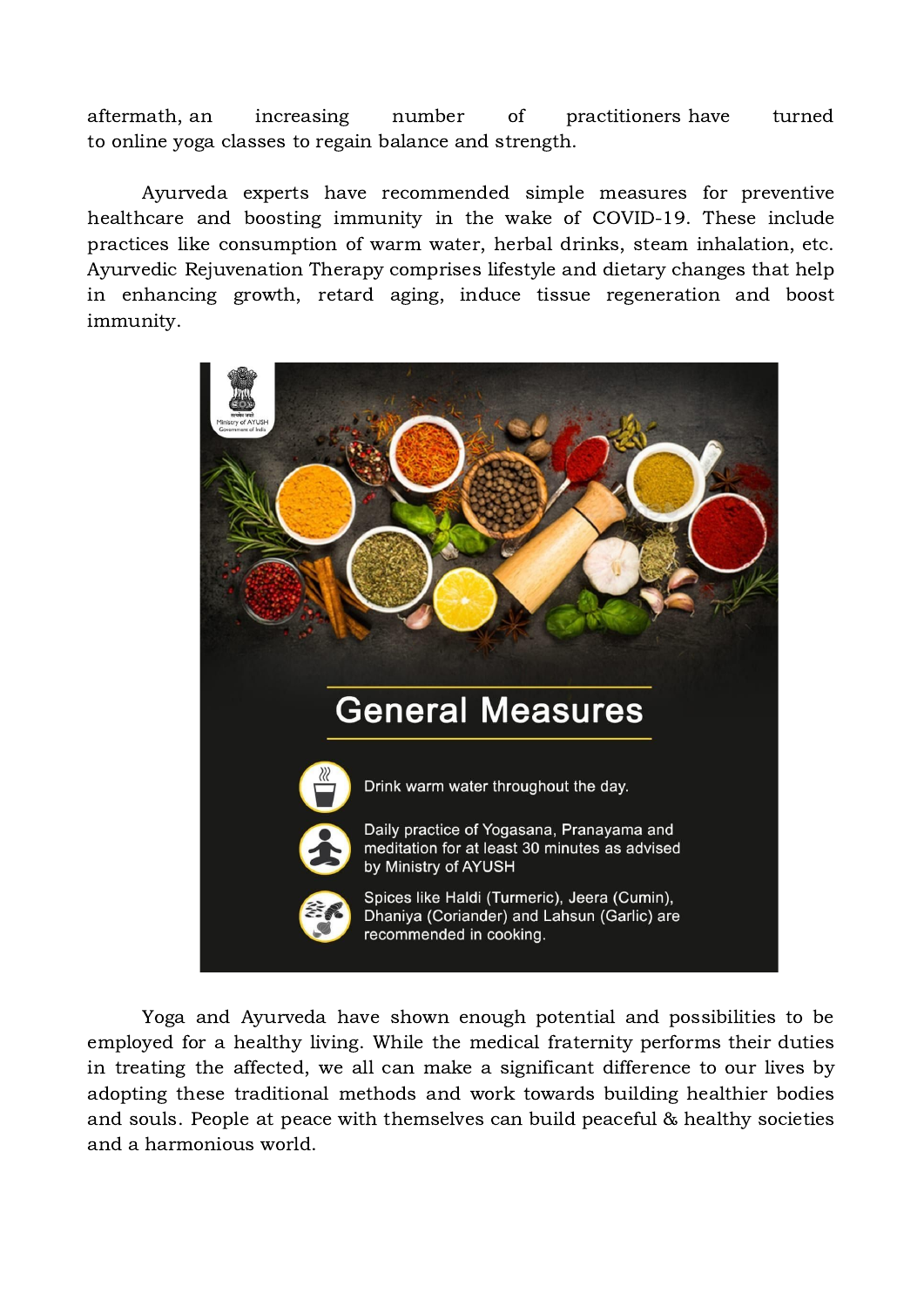aftermath, an increasing number of practitioners have turned to online yoga classes to regain balance and strength.

Ayurveda experts have recommended simple measures for preventive healthcare and boosting immunity in the wake of COVID-19. These include practices like consumption of warm water, herbal drinks, steam inhalation, etc. Ayurvedic Rejuvenation Therapy comprises lifestyle and dietary changes that help in enhancing growth, retard aging, induce tissue regeneration and boost immunity.

Ministry of AYUSH
Government of India

## General Measures

- Drink warm water throughout the day.
- Daily practice of Yogasana, Pranayama and meditation for at least 30 minutes as advised by Ministry of AYUSH
- Spices like Haldi (Turmeric), Jeera (Cumin), Dhaniya (Coriander) and Lahsun (Garlic) are recommended in cooking.

Yoga and Ayurveda have shown enough potential and possibilities to be employed for a healthy living. While the medical fraternity performs their duties in treating the affected, we all can make a significant difference to our lives by adopting these traditional methods and work towards building healthier bodies and souls. People at peace with themselves can build peaceful & healthy societies and a harmonious world.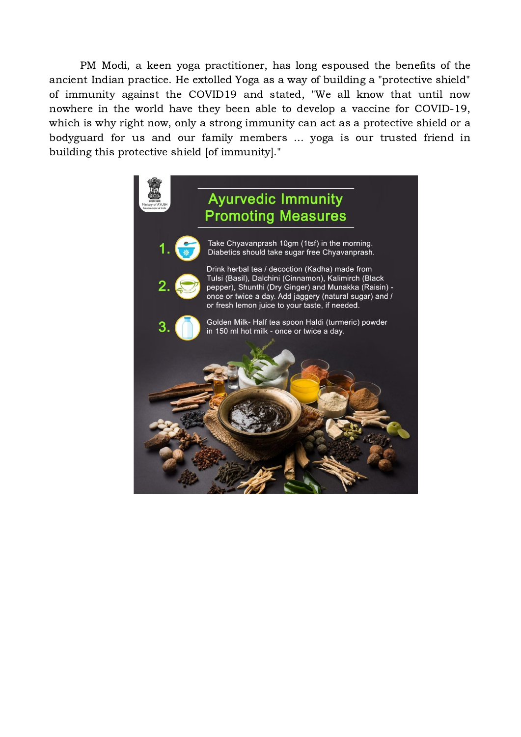PM Modi, a keen yoga practitioner, has long espoused the benefits of the ancient Indian practice. He extolled Yoga as a way of building a "protective shield" of immunity against the COVID19 and stated, "We all know that until now nowhere in the world have they been able to develop a vaccine for COVID-19, which is why right now, only a strong immunity can act as a protective shield or a bodyguard for us and our family members ... yoga is our trusted friend in building this protective shield [of immunity]."

Ministry of AYUSH
Government of India

## Ayurvedic Immunity Promoting Measures

1. Take Chyavanprash 10gm (1tsf) in the morning. Diabetics should take sugar free Chyavanprash.
2. Drink herbal tea / decoction (Kadha) made from Tulsi (Basil), Dalchini (Cinnamon), Kalimirch (Black pepper), Shunthi (Dry Ginger) and Munakka (Raisin) - once or twice a day. Add jaggery (natural sugar) and / or fresh lemon juice to your taste, if needed.
3. Golden Milk- Half tea spoon Haldi (turmeric) powder in 150 ml hot milk - once or twice a day.